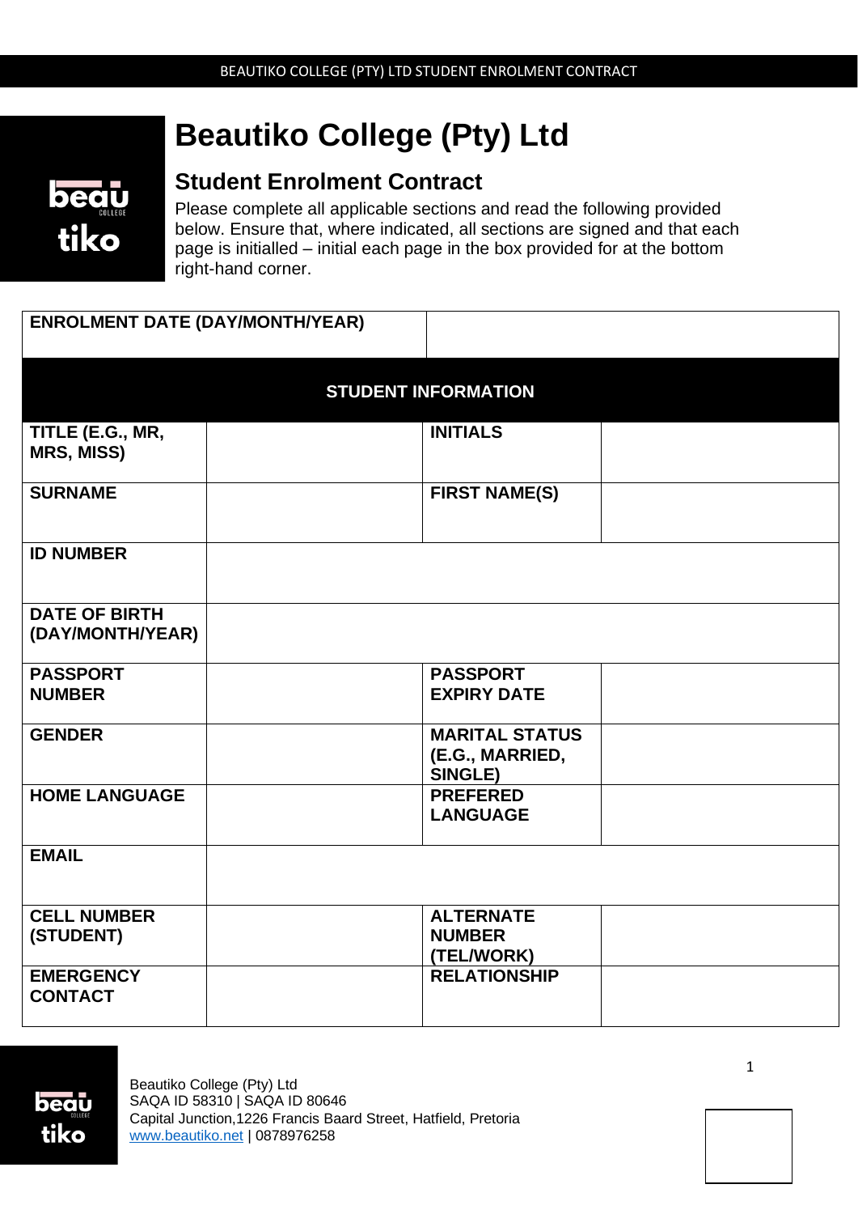# Beautiko College (Pty) Ltd

## Student Enrolment Contract

Please complete all applicable sections and read the following provided below. Ensure that, where indicated, all sections are signed and that each page is initialled – initial each page in the box provided for at the bottom right-hand corner.

| **ENROLMENT DATE (DAY/MONTH/YEAR)** | | | |
|---|---|---|---|
| **STUDENT INFORMATION** | | | |
| **TITLE (E.G., MR, MRS, MISS)** | | **INITIALS** | |
| **SURNAME** | | **FIRST NAME(S)** | |
| **ID NUMBER** | | | |
| **DATE OF BIRTH (DAY/MONTH/YEAR)** | | | |
| **PASSPORT NUMBER** | | **PASSPORT EXPIRY DATE** | |
| **GENDER** | | **MARITAL STATUS (E.G., MARRIED, SINGLE)** | |
| **HOME LANGUAGE** | | **PREFERED LANGUAGE** | |
| **EMAIL** | | | |
| **CELL NUMBER (STUDENT)** | | **ALTERNATE NUMBER (TEL/WORK)** | |
| **EMERGENCY CONTACT** | | **RELATIONSHIP** | |

Beautiko College (Pty) Ltd
SAQA ID 58310 | SAQA ID 80646
Capital Junction,1226 Francis Baard Street, Hatfield, Pretoria
www.beautiko.net | 0878976258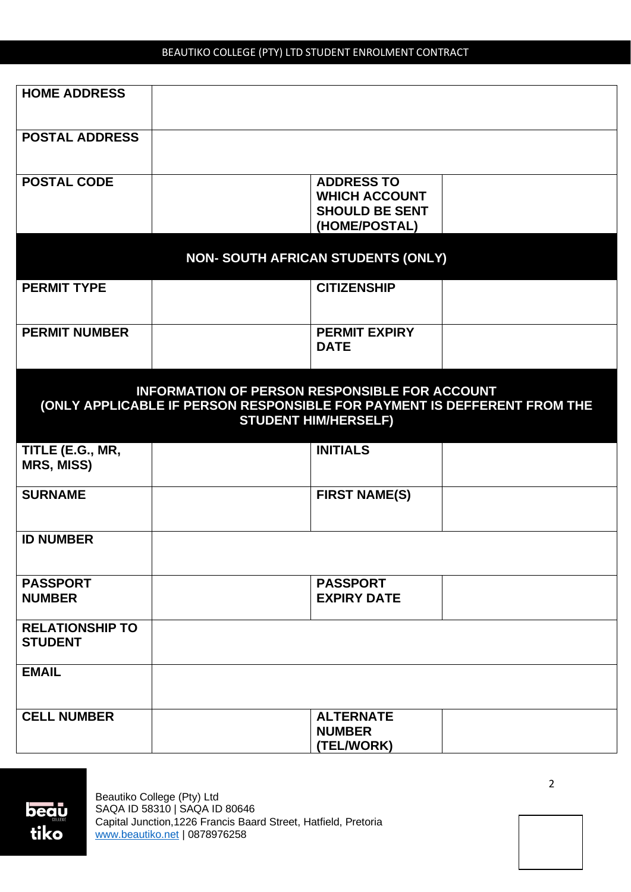| | | | |
|---|---|---|---|
| **HOME ADDRESS** | | | |
| **POSTAL ADDRESS** | | | |
| **POSTAL CODE** | | **ADDRESS TO WHICH ACCOUNT SHOULD BE SENT (HOME/POSTAL)** | |

## NON- SOUTH AFRICAN STUDENTS (ONLY)

| | | | |
|---|---|---|---|
| **PERMIT TYPE** | | **CITIZENSHIP** | |
| **PERMIT NUMBER** | | **PERMIT EXPIRY DATE** | |

## INFORMATION OF PERSON RESPONSIBLE FOR ACCOUNT (ONLY APPLICABLE IF PERSON RESPONSIBLE FOR PAYMENT IS DEFFERENT FROM THE STUDENT HIM/HERSELF)

| | | | |
|---|---|---|---|
| **TITLE (E.G., MR, MRS, MISS)** | | **INITIALS** | |
| **SURNAME** | | **FIRST NAME(S)** | |
| **ID NUMBER** | | | |
| **PASSPORT NUMBER** | | **PASSPORT EXPIRY DATE** | |
| **RELATIONSHIP TO STUDENT** | | | |
| **EMAIL** | | | |
| **CELL NUMBER** | | **ALTERNATE NUMBER (TEL/WORK)** | |

Beautiko College (Pty) Ltd
SAQA ID 58310 | SAQA ID 80646
Capital Junction,1226 Francis Baard Street, Hatfield, Pretoria
www.beautiko.net | 0878976258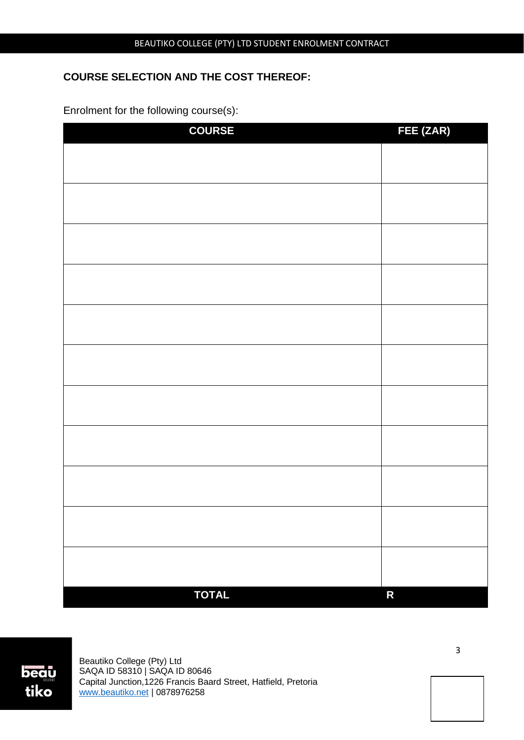**COURSE SELECTION AND THE COST THEREOF:**

Enrolment for the following course(s):

| COURSE | FEE (ZAR) |
|---|---|
| | |
| | |
| | |
| | |
| | |
| | |
| | |
| | |
| | |
| | |
| | |
| **TOTAL** | **R** |

Beautiko College (Pty) Ltd
SAQA ID 58310 | SAQA ID 80646
Capital Junction,1226 Francis Baard Street, Hatfield, Pretoria
www.beautiko.net | 0878976258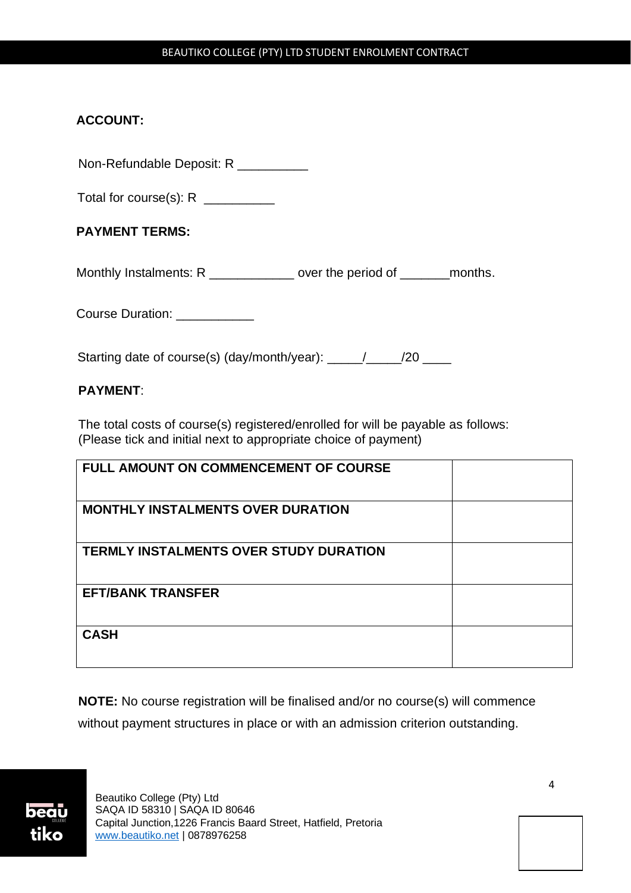**ACCOUNT:**

Non-Refundable Deposit: R __________

Total for course(s): R __________

**PAYMENT TERMS:**

Monthly Instalments: R ____________ over the period of _______months.

Course Duration: ___________

Starting date of course(s) (day/month/year): _____/_____/20 ____

**PAYMENT**:

The total costs of course(s) registered/enrolled for will be payable as follows:
(Please tick and initial next to appropriate choice of payment)

| | |
|---|---|
| **FULL AMOUNT ON COMMENCEMENT OF COURSE** | |
| **MONTHLY INSTALMENTS OVER DURATION** | |
| **TERMLY INSTALMENTS OVER STUDY DURATION** | |
| **EFT/BANK TRANSFER** | |
| **CASH** | |

**NOTE:** No course registration will be finalised and/or no course(s) will commence without payment structures in place or with an admission criterion outstanding.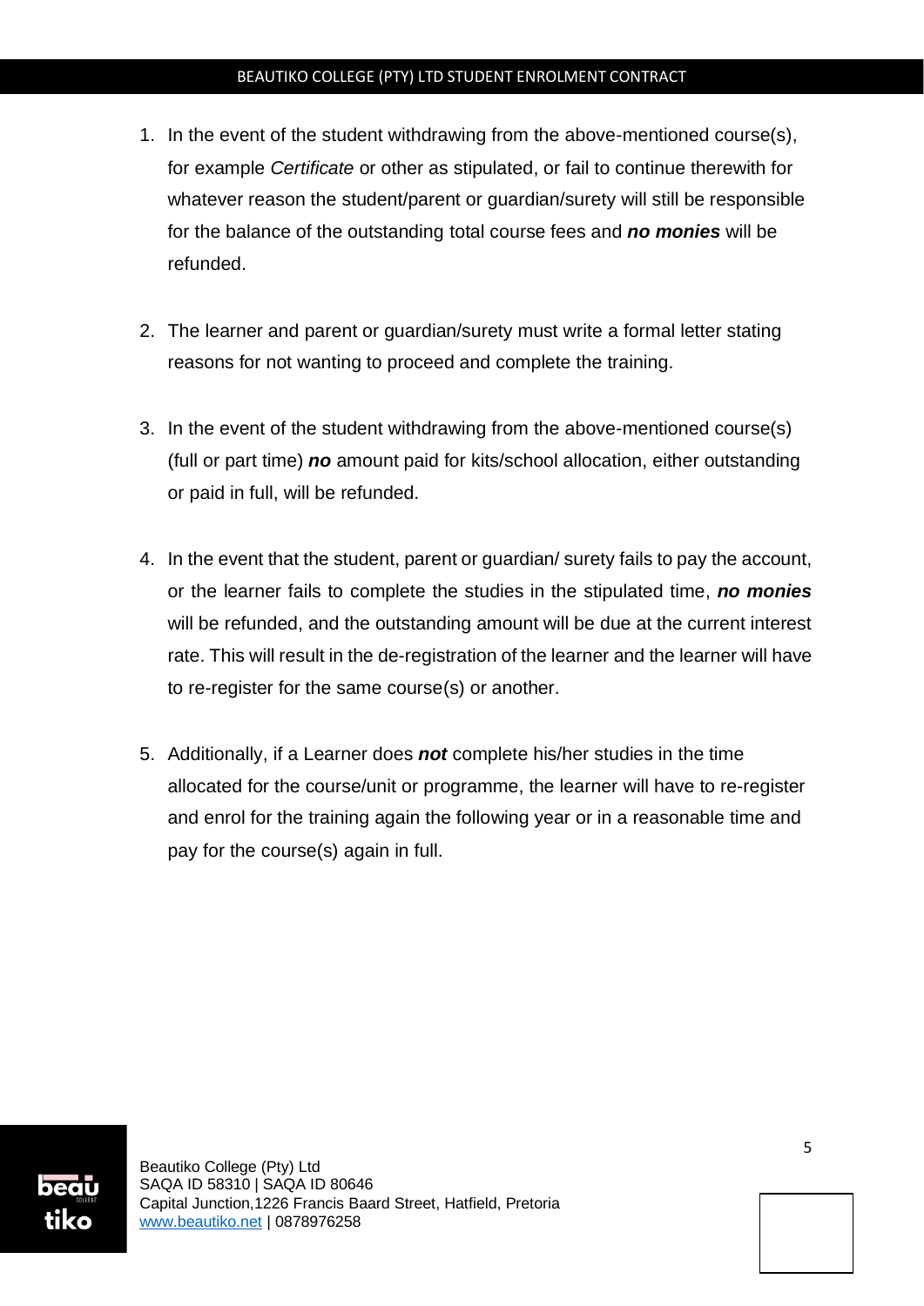1. In the event of the student withdrawing from the above-mentioned course(s), for example *Certificate* or other as stipulated, or fail to continue therewith for whatever reason the student/parent or guardian/surety will still be responsible for the balance of the outstanding total course fees and ***no monies*** will be refunded.

2. The learner and parent or guardian/surety must write a formal letter stating reasons for not wanting to proceed and complete the training.

3. In the event of the student withdrawing from the above-mentioned course(s) (full or part time) ***no*** amount paid for kits/school allocation, either outstanding or paid in full, will be refunded.

4. In the event that the student, parent or guardian/ surety fails to pay the account, or the learner fails to complete the studies in the stipulated time, ***no monies*** will be refunded, and the outstanding amount will be due at the current interest rate. This will result in the de-registration of the learner and the learner will have to re-register for the same course(s) or another.

5. Additionally, if a Learner does ***not*** complete his/her studies in the time allocated for the course/unit or programme, the learner will have to re-register and enrol for the training again the following year or in a reasonable time and pay for the course(s) again in full.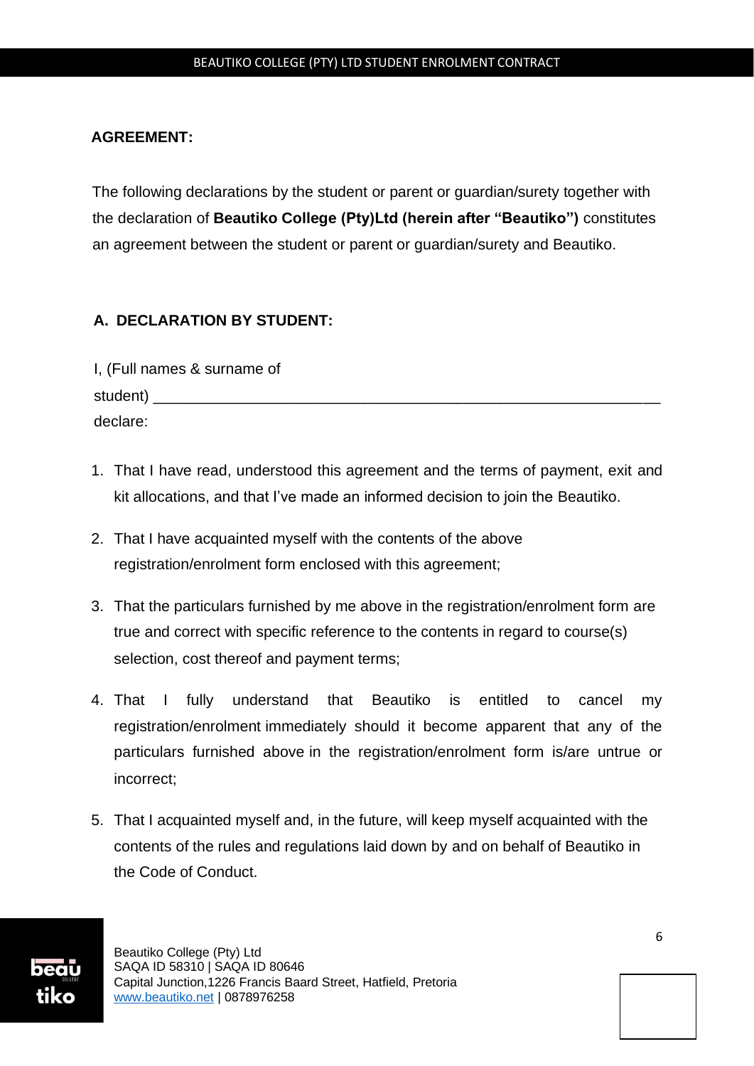**AGREEMENT:**

The following declarations by the student or parent or guardian/surety together with the declaration of **Beautiko College (Pty)Ltd (herein after "Beautiko")** constitutes an agreement between the student or parent or guardian/surety and Beautiko.

**A. DECLARATION BY STUDENT:**

I, (Full names & surname of student) ___________________________________________________________ declare:

1. That I have read, understood this agreement and the terms of payment, exit and kit allocations, and that I've made an informed decision to join the Beautiko.
2. That I have acquainted myself with the contents of the above registration/enrolment form enclosed with this agreement;
3. That the particulars furnished by me above in the registration/enrolment form are true and correct with specific reference to the contents in regard to course(s) selection, cost thereof and payment terms;
4. That I fully understand that Beautiko is entitled to cancel my registration/enrolment immediately should it become apparent that any of the particulars furnished above in the registration/enrolment form is/are untrue or incorrect;
5. That I acquainted myself and, in the future, will keep myself acquainted with the contents of the rules and regulations laid down by and on behalf of Beautiko in the Code of Conduct.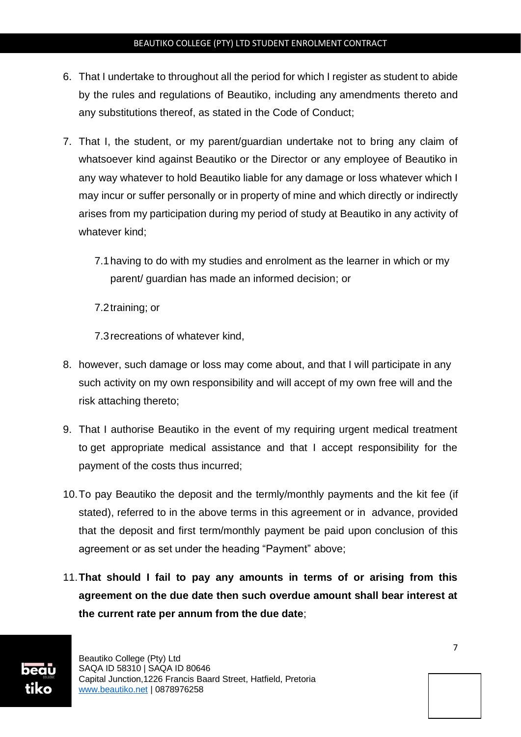6. That I undertake to throughout all the period for which I register as student to abide by the rules and regulations of Beautiko, including any amendments thereto and any substitutions thereof, as stated in the Code of Conduct;

7. That I, the student, or my parent/guardian undertake not to bring any claim of whatsoever kind against Beautiko or the Director or any employee of Beautiko in any way whatever to hold Beautiko liable for any damage or loss whatever which I may incur or suffer personally or in property of mine and which directly or indirectly arises from my participation during my period of study at Beautiko in any activity of whatever kind;

   7.1 having to do with my studies and enrolment as the learner in which or my parent/ guardian has made an informed decision; or

   7.2 training; or

   7.3 recreations of whatever kind,

8. however, such damage or loss may come about, and that I will participate in any such activity on my own responsibility and will accept of my own free will and the risk attaching thereto;

9. That I authorise Beautiko in the event of my requiring urgent medical treatment to get appropriate medical assistance and that I accept responsibility for the payment of the costs thus incurred;

10. To pay Beautiko the deposit and the termly/monthly payments and the kit fee (if stated), referred to in the above terms in this agreement or in advance, provided that the deposit and first term/monthly payment be paid upon conclusion of this agreement or as set under the heading "Payment" above;

11. **That should I fail to pay any amounts in terms of or arising from this agreement on the due date then such overdue amount shall bear interest at the current rate per annum from the due date**;

Beautiko College (Pty) Ltd
SAQA ID 58310 | SAQA ID 80646
Capital Junction,1226 Francis Baard Street, Hatfield, Pretoria
www.beautiko.net | 0878976258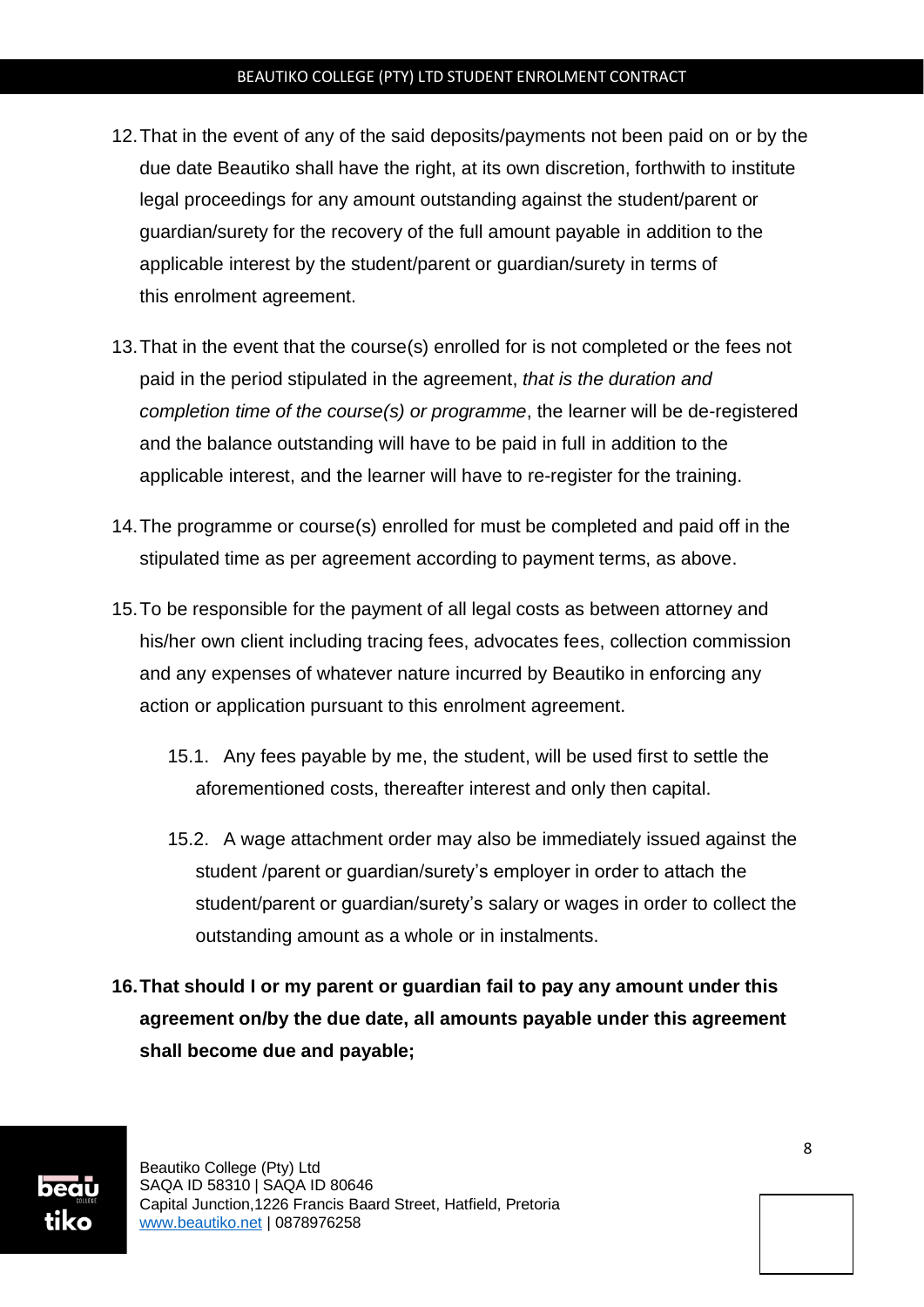12. That in the event of any of the said deposits/payments not been paid on or by the due date Beautiko shall have the right, at its own discretion, forthwith to institute legal proceedings for any amount outstanding against the student/parent or guardian/surety for the recovery of the full amount payable in addition to the applicable interest by the student/parent or guardian/surety in terms of this enrolment agreement.

13. That in the event that the course(s) enrolled for is not completed or the fees not paid in the period stipulated in the agreement, *that is the duration and completion time of the course(s) or programme*, the learner will be de-registered and the balance outstanding will have to be paid in full in addition to the applicable interest, and the learner will have to re-register for the training.

14. The programme or course(s) enrolled for must be completed and paid off in the stipulated time as per agreement according to payment terms, as above.

15. To be responsible for the payment of all legal costs as between attorney and his/her own client including tracing fees, advocates fees, collection commission and any expenses of whatever nature incurred by Beautiko in enforcing any action or application pursuant to this enrolment agreement.

    15.1. Any fees payable by me, the student, will be used first to settle the aforementioned costs, thereafter interest and only then capital.

    15.2. A wage attachment order may also be immediately issued against the student /parent or guardian/surety's employer in order to attach the student/parent or guardian/surety's salary or wages in order to collect the outstanding amount as a whole or in instalments.

16. **That should I or my parent or guardian fail to pay any amount under this agreement on/by the due date, all amounts payable under this agreement shall become due and payable;**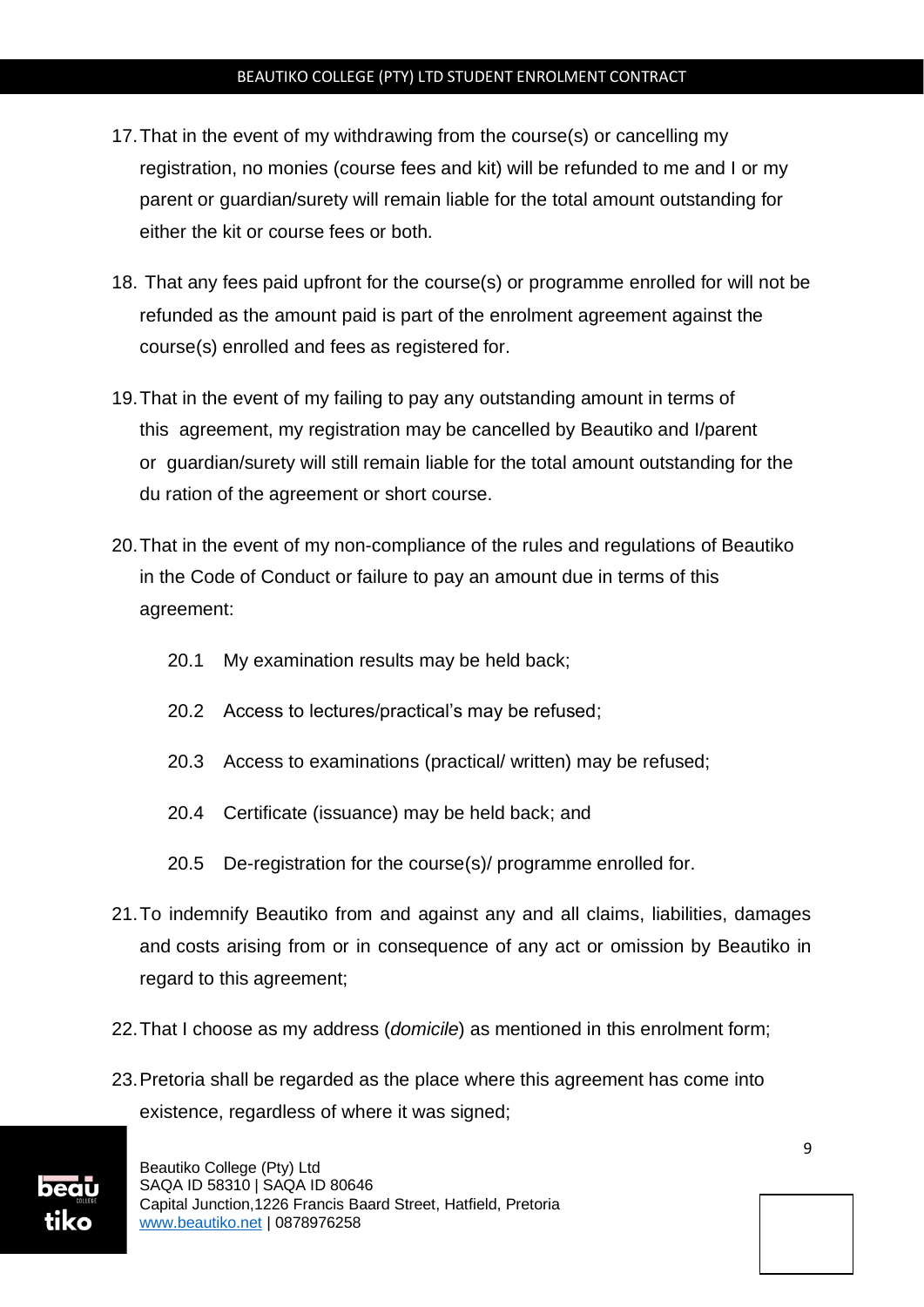17. That in the event of my withdrawing from the course(s) or cancelling my registration, no monies (course fees and kit) will be refunded to me and I or my parent or guardian/surety will remain liable for the total amount outstanding for either the kit or course fees or both.

18. That any fees paid upfront for the course(s) or programme enrolled for will not be refunded as the amount paid is part of the enrolment agreement against the course(s) enrolled and fees as registered for.

19. That in the event of my failing to pay any outstanding amount in terms of this agreement, my registration may be cancelled by Beautiko and I/parent or guardian/surety will still remain liable for the total amount outstanding for the du ration of the agreement or short course.

20. That in the event of my non-compliance of the rules and regulations of Beautiko in the Code of Conduct or failure to pay an amount due in terms of this agreement:

    20.1 My examination results may be held back;

    20.2 Access to lectures/practical's may be refused;

    20.3 Access to examinations (practical/ written) may be refused;

    20.4 Certificate (issuance) may be held back; and

    20.5 De-registration for the course(s)/ programme enrolled for.

21. To indemnify Beautiko from and against any and all claims, liabilities, damages and costs arising from or in consequence of any act or omission by Beautiko in regard to this agreement;

22. That I choose as my address (*domicile*) as mentioned in this enrolment form;

23. Pretoria shall be regarded as the place where this agreement has come into existence, regardless of where it was signed;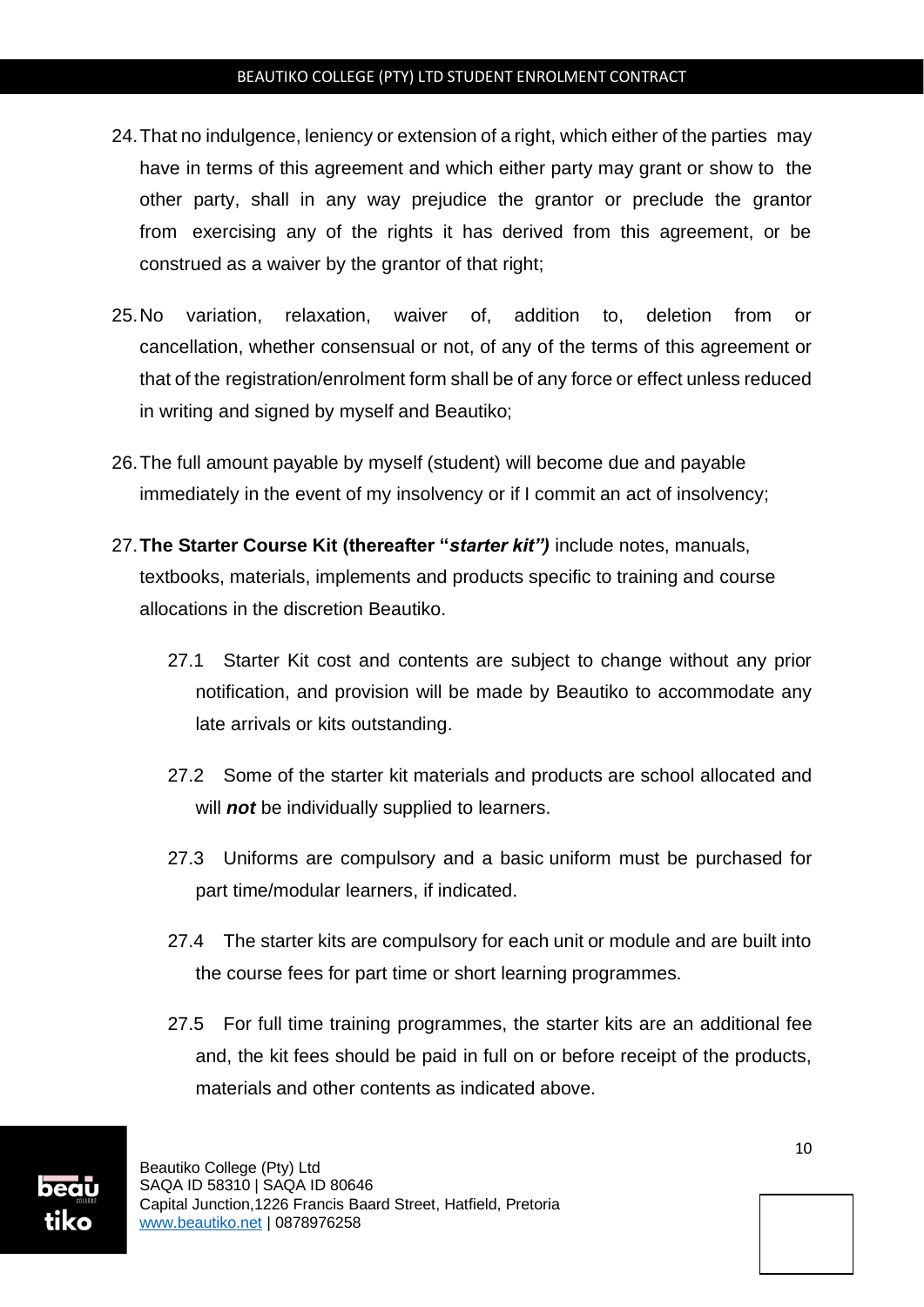24. That no indulgence, leniency or extension of a right, which either of the parties may have in terms of this agreement and which either party may grant or show to the other party, shall in any way prejudice the grantor or preclude the grantor from exercising any of the rights it has derived from this agreement, or be construed as a waiver by the grantor of that right;

25. No variation, relaxation, waiver of, addition to, deletion from or cancellation, whether consensual or not, of any of the terms of this agreement or that of the registration/enrolment form shall be of any force or effect unless reduced in writing and signed by myself and Beautiko;

26. The full amount payable by myself (student) will become due and payable immediately in the event of my insolvency or if I commit an act of insolvency;

27. **The Starter Course Kit (thereafter "*starter kit")*** include notes, manuals, textbooks, materials, implements and products specific to training and course allocations in the discretion Beautiko.

    27.1 Starter Kit cost and contents are subject to change without any prior notification, and provision will be made by Beautiko to accommodate any late arrivals or kits outstanding.

    27.2 Some of the starter kit materials and products are school allocated and will ***not*** be individually supplied to learners.

    27.3 Uniforms are compulsory and a basic uniform must be purchased for part time/modular learners, if indicated.

    27.4 The starter kits are compulsory for each unit or module and are built into the course fees for part time or short learning programmes.

    27.5 For full time training programmes, the starter kits are an additional fee and, the kit fees should be paid in full on or before receipt of the products, materials and other contents as indicated above.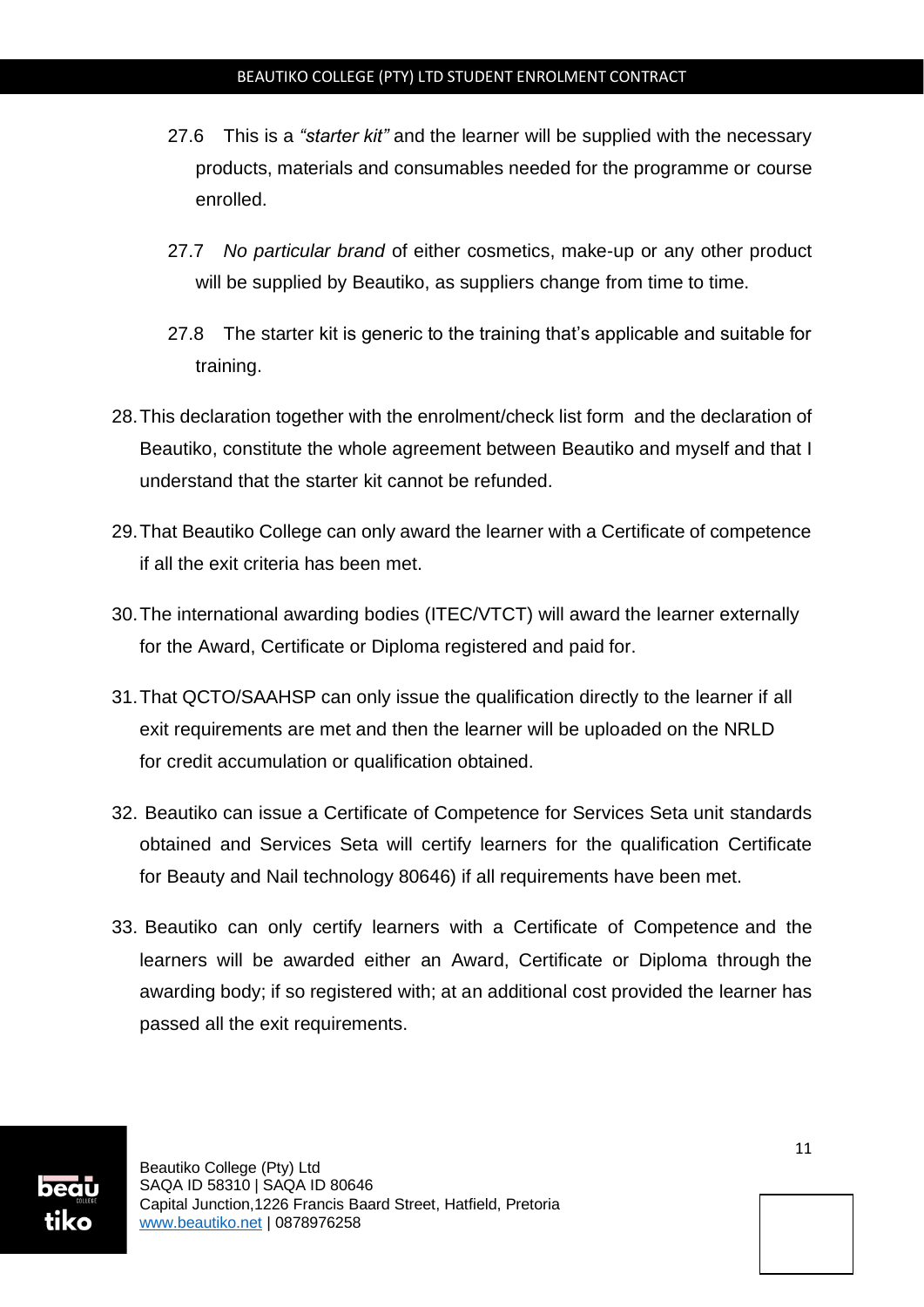27.6 This is a *"starter kit"* and the learner will be supplied with the necessary products, materials and consumables needed for the programme or course enrolled.

27.7 *No particular brand* of either cosmetics, make-up or any other product will be supplied by Beautiko, as suppliers change from time to time.

27.8 The starter kit is generic to the training that's applicable and suitable for training.

28. This declaration together with the enrolment/check list form and the declaration of Beautiko, constitute the whole agreement between Beautiko and myself and that I understand that the starter kit cannot be refunded.

29. That Beautiko College can only award the learner with a Certificate of competence if all the exit criteria has been met.

30. The international awarding bodies (ITEC/VTCT) will award the learner externally for the Award, Certificate or Diploma registered and paid for.

31. That QCTO/SAAHSP can only issue the qualification directly to the learner if all exit requirements are met and then the learner will be uploaded on the NRLD for credit accumulation or qualification obtained.

32. Beautiko can issue a Certificate of Competence for Services Seta unit standards obtained and Services Seta will certify learners for the qualification Certificate for Beauty and Nail technology 80646) if all requirements have been met.

33. Beautiko can only certify learners with a Certificate of Competence and the learners will be awarded either an Award, Certificate or Diploma through the awarding body; if so registered with; at an additional cost provided the learner has passed all the exit requirements.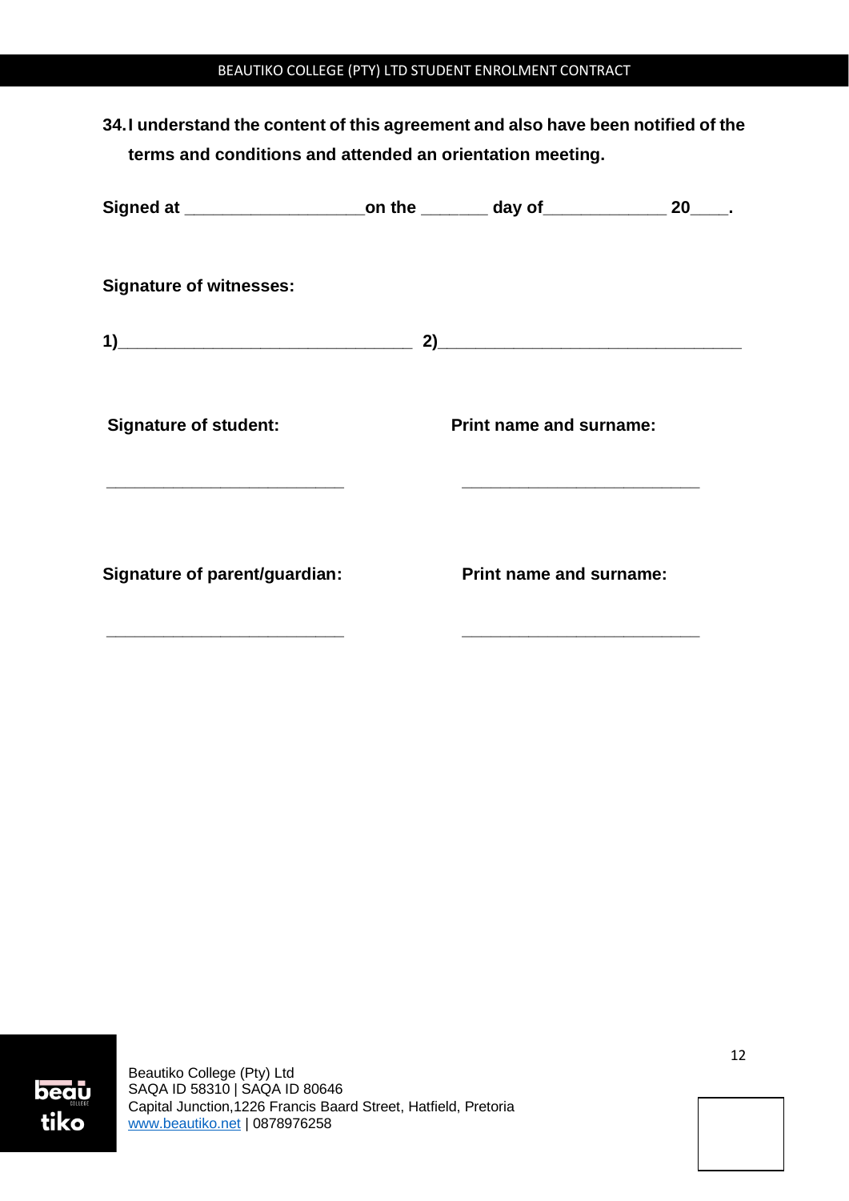**34. I understand the content of this agreement and also have been notified of the terms and conditions and attended an orientation meeting.**

**Signed at ___________________on the _______ day of_____________ 20____.**

**Signature of witnesses:**

**1)_______________________________ 2)________________________________**

| **Signature of student:** | **Print name and surname:** |
| --- | --- |
| _________________________ | _________________________ |

| **Signature of parent/guardian:** | **Print name and surname:** |
| --- | --- |
| _________________________ | _________________________ |

Beautiko College (Pty) Ltd
SAQA ID 58310 | SAQA ID 80646
Capital Junction,1226 Francis Baard Street, Hatfield, Pretoria
www.beautiko.net | 0878976258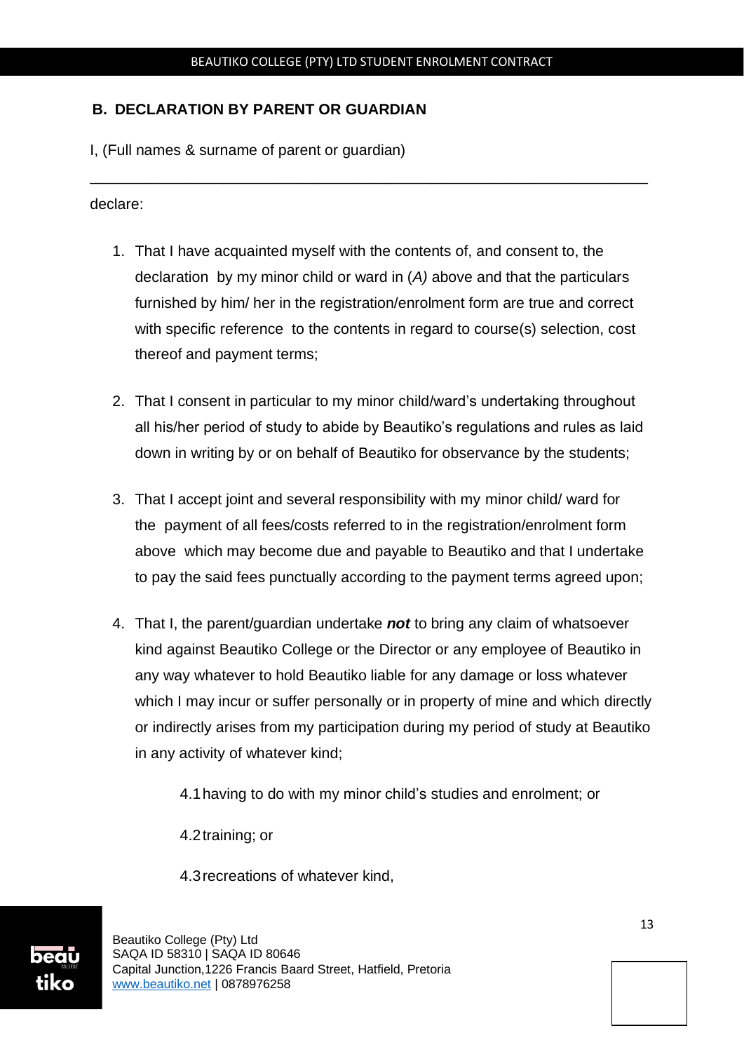## B. DECLARATION BY PARENT OR GUARDIAN

I, (Full names & surname of parent or guardian)

_____________________________________________________________________

declare:

1. That I have acquainted myself with the contents of, and consent to, the declaration by my minor child or ward in (*A)* above and that the particulars furnished by him/ her in the registration/enrolment form are true and correct with specific reference to the contents in regard to course(s) selection, cost thereof and payment terms;

2. That I consent in particular to my minor child/ward's undertaking throughout all his/her period of study to abide by Beautiko's regulations and rules as laid down in writing by or on behalf of Beautiko for observance by the students;

3. That I accept joint and several responsibility with my minor child/ ward for the payment of all fees/costs referred to in the registration/enrolment form above which may become due and payable to Beautiko and that I undertake to pay the said fees punctually according to the payment terms agreed upon;

4. That I, the parent/guardian undertake ***not*** to bring any claim of whatsoever kind against Beautiko College or the Director or any employee of Beautiko in any way whatever to hold Beautiko liable for any damage or loss whatever which I may incur or suffer personally or in property of mine and which directly or indirectly arises from my participation during my period of study at Beautiko in any activity of whatever kind;

    4.1 having to do with my minor child's studies and enrolment; or

    4.2 training; or

    4.3 recreations of whatever kind,

Beautiko College (Pty) Ltd
SAQA ID 58310 | SAQA ID 80646
Capital Junction,1226 Francis Baard Street, Hatfield, Pretoria
www.beautiko.net | 0878976258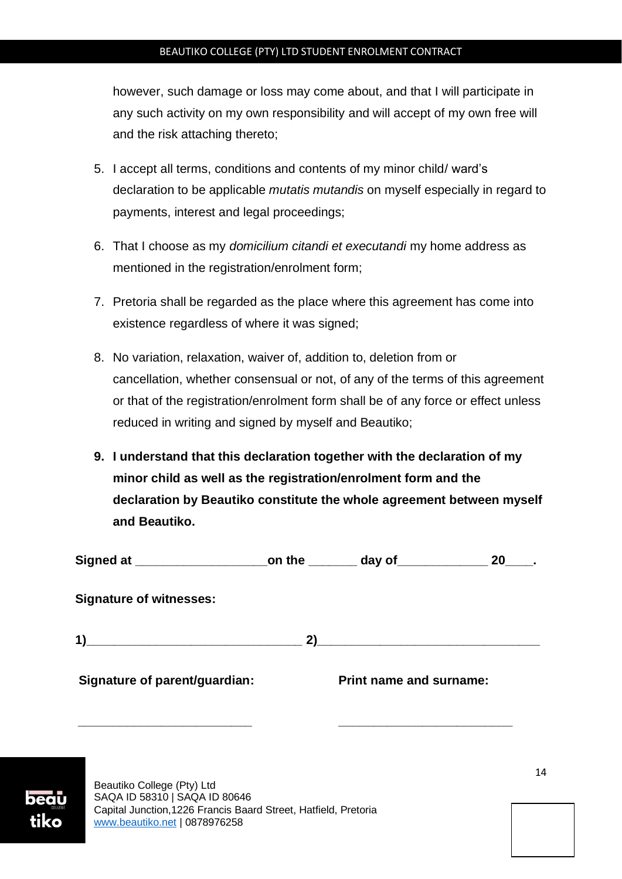however, such damage or loss may come about, and that I will participate in any such activity on my own responsibility and will accept of my own free will and the risk attaching thereto;

5. I accept all terms, conditions and contents of my minor child/ ward's declaration to be applicable *mutatis mutandis* on myself especially in regard to payments, interest and legal proceedings;

6. That I choose as my *domicilium citandi et executandi* my home address as mentioned in the registration/enrolment form;

7. Pretoria shall be regarded as the place where this agreement has come into existence regardless of where it was signed;

8. No variation, relaxation, waiver of, addition to, deletion from or cancellation, whether consensual or not, of any of the terms of this agreement or that of the registration/enrolment form shall be of any force or effect unless reduced in writing and signed by myself and Beautiko;

9. **I understand that this declaration together with the declaration of my minor child as well as the registration/enrolment form and the declaration by Beautiko constitute the whole agreement between myself and Beautiko.**

**Signed at ___________________on the _______ day of_____________ 20____.**

**Signature of witnesses:**

**1)_______________________________ 2)________________________________**

**Signature of parent/guardian:** ___________________________

**Print name and surname:** ___________________________

Beautiko College (Pty) Ltd
SAQA ID 58310 | SAQA ID 80646
Capital Junction,1226 Francis Baard Street, Hatfield, Pretoria
www.beautiko.net | 0878976258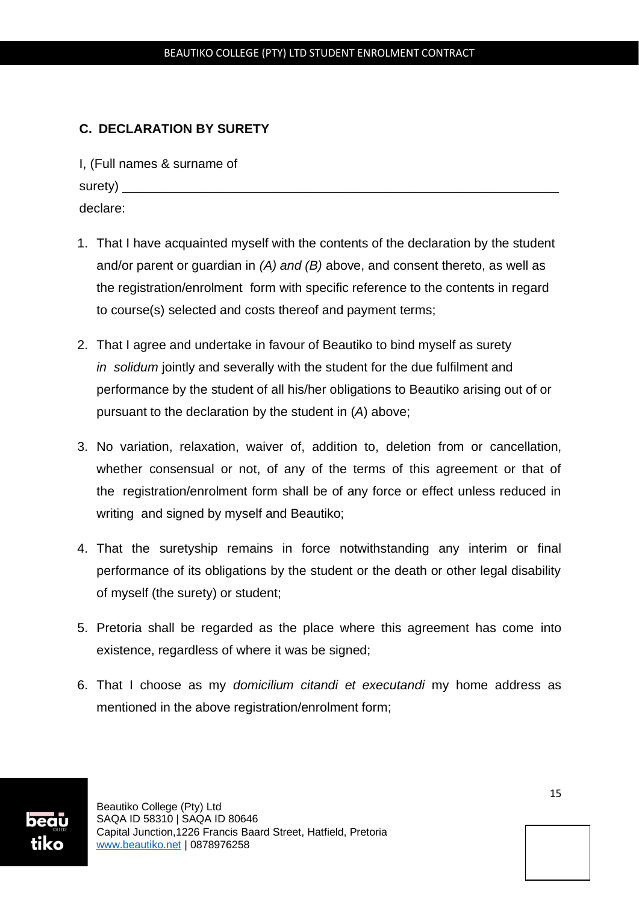## C. DECLARATION BY SURETY

I, (Full names & surname of surety) ______________________________________________________________ declare:

1. That I have acquainted myself with the contents of the declaration by the student and/or parent or guardian in *(A) and (B)* above, and consent thereto, as well as the registration/enrolment form with specific reference to the contents in regard to course(s) selected and costs thereof and payment terms;

2. That I agree and undertake in favour of Beautiko to bind myself as surety *in solidum* jointly and severally with the student for the due fulfilment and performance by the student of all his/her obligations to Beautiko arising out of or pursuant to the declaration by the student in (*A*) above;

3. No variation, relaxation, waiver of, addition to, deletion from or cancellation, whether consensual or not, of any of the terms of this agreement or that of the registration/enrolment form shall be of any force or effect unless reduced in writing and signed by myself and Beautiko;

4. That the suretyship remains in force notwithstanding any interim or final performance of its obligations by the student or the death or other legal disability of myself (the surety) or student;

5. Pretoria shall be regarded as the place where this agreement has come into existence, regardless of where it was be signed;

6. That I choose as my *domicilium citandi et executandi* my home address as mentioned in the above registration/enrolment form;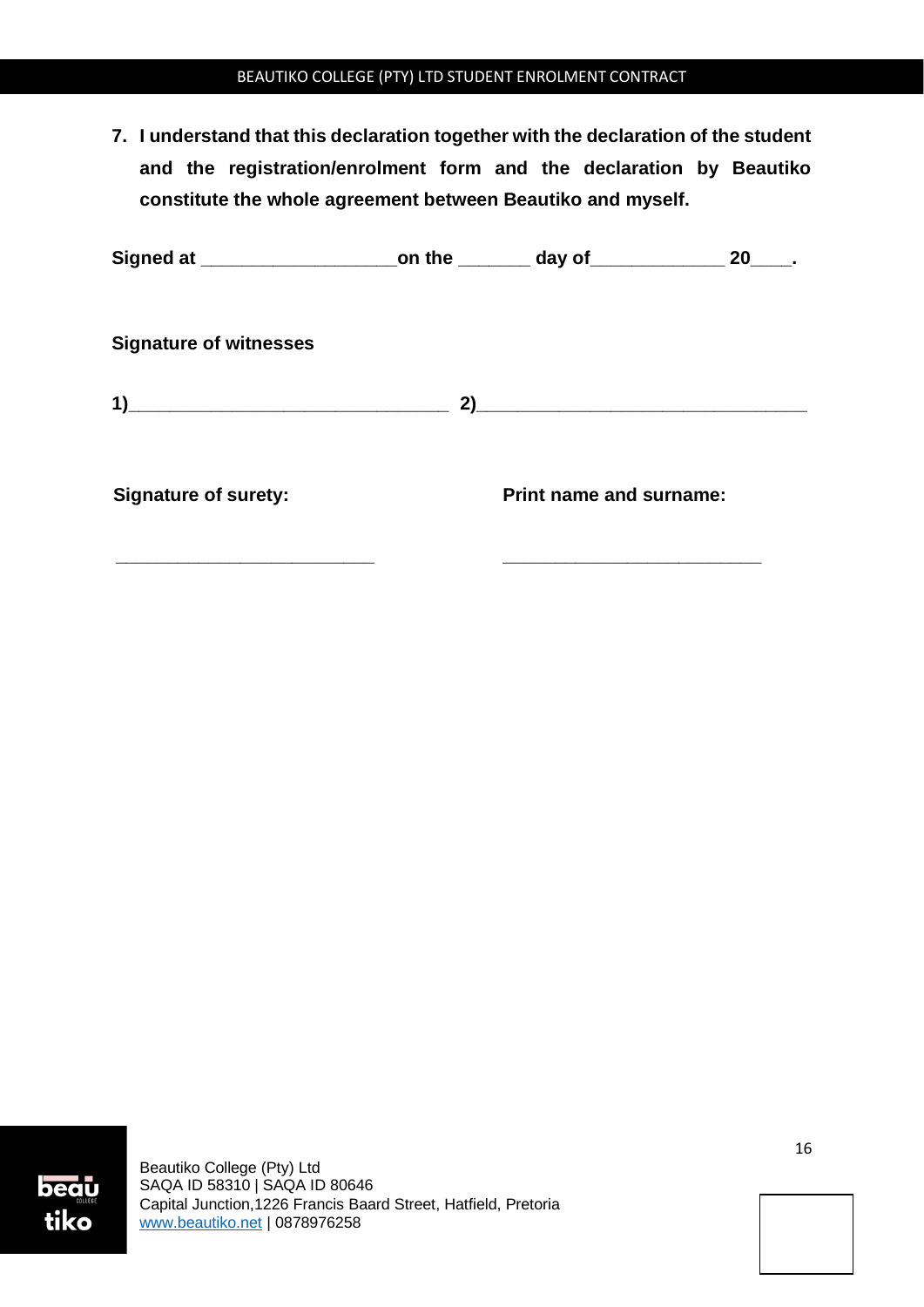7. **I understand that this declaration together with the declaration of the student and the registration/enrolment form and the declaration by Beautiko constitute the whole agreement between Beautiko and myself.**

**Signed at ___________________on the _______ day of_____________ 20____.**

**Signature of witnesses**

**1)________________________________ 2)________________________________**

**Signature of surety:** ___________________________

**Print name and surname:** ___________________________

Beautiko College (Pty) Ltd
SAQA ID 58310 | SAQA ID 80646
Capital Junction,1226 Francis Baard Street, Hatfield, Pretoria
www.beautiko.net | 0878976258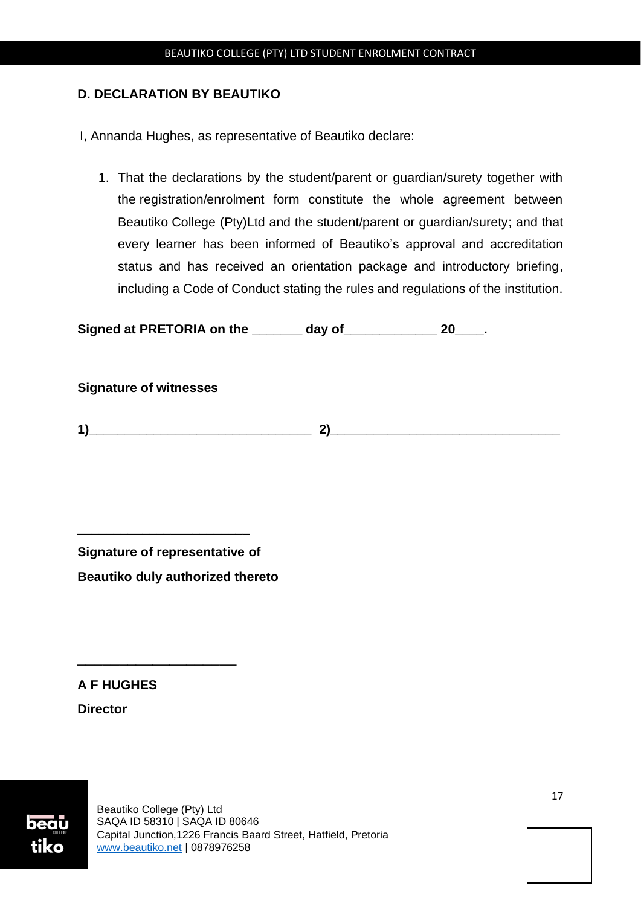## D. DECLARATION BY BEAUTIKO

I, Annanda Hughes, as representative of Beautiko declare:

1. That the declarations by the student/parent or guardian/surety together with the registration/enrolment form constitute the whole agreement between Beautiko College (Pty)Ltd and the student/parent or guardian/surety; and that every learner has been informed of Beautiko's approval and accreditation status and has received an orientation package and introductory briefing, including a Code of Conduct stating the rules and regulations of the institution.

**Signed at PRETORIA on the _______ day of_____________ 20____.**

**Signature of witnesses**

**1)________________________________ 2)________________________________**

________________________

**Signature of representative of**

**Beautiko duly authorized thereto**

______________________

**A F HUGHES**

**Director**

Beautiko College (Pty) Ltd
SAQA ID 58310 | SAQA ID 80646
Capital Junction,1226 Francis Baard Street, Hatfield, Pretoria
www.beautiko.net | 0878976258